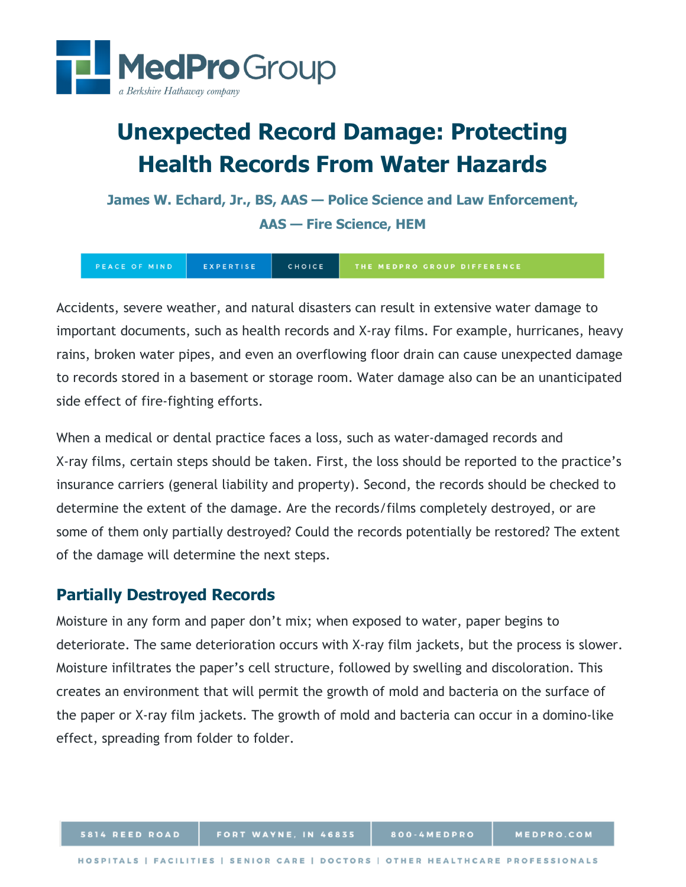# Unexpected Record Damage: Protecting Health Records From Water Hazards

**James W. Echard, Jr., BS, AAS — Police Science and Law Enforcement, AAS — Fire Science, HEM**

Accidents, severe weather, and natural disasters can result in extensive water damage to important documents, such as health records and X-ray films. For example, hurricanes, heavy rains, broken water pipes, and even an overflowing floor drain can cause unexpected damage to records stored in a basement or storage room. Water damage also can be an unanticipated side effect of fire-fighting efforts.

When a medical or dental practice faces a loss, such as water-damaged records and X-ray films, certain steps should be taken. First, the loss should be reported to the practice's insurance carriers (general liability and property). Second, the records should be checked to determine the extent of the damage. Are the records/films completely destroyed, or are some of them only partially destroyed? Could the records potentially be restored? The extent of the damage will determine the next steps.

## Partially Destroyed Records

Moisture in any form and paper don't mix; when exposed to water, paper begins to deteriorate. The same deterioration occurs with X-ray film jackets, but the process is slower. Moisture infiltrates the paper's cell structure, followed by swelling and discoloration. This creates an environment that will permit the growth of mold and bacteria on the surface of the paper or X-ray film jackets. The growth of mold and bacteria can occur in a domino-like effect, spreading from folder to folder.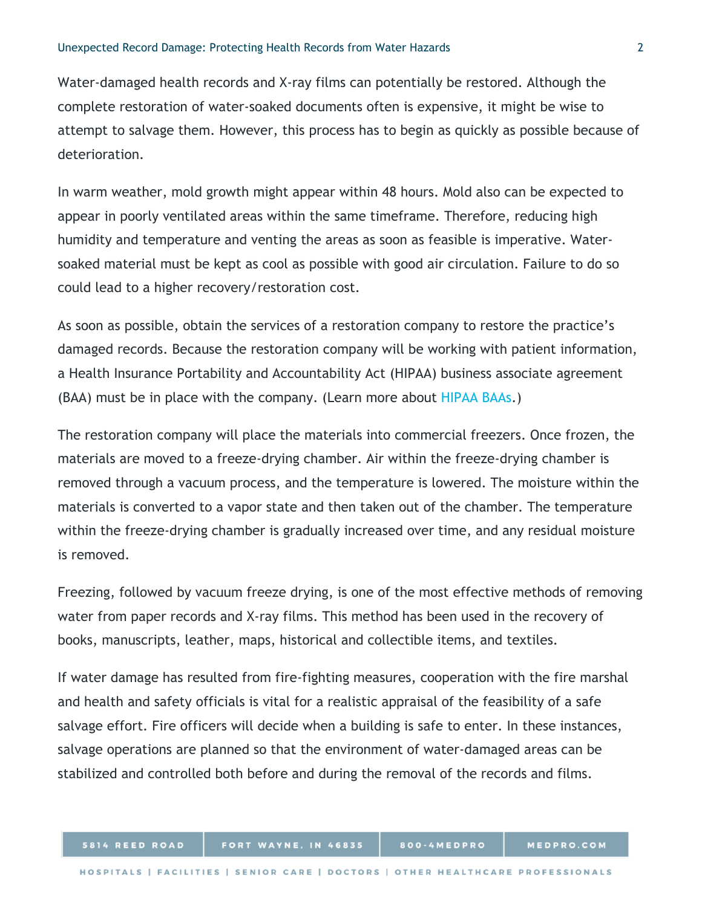Water-damaged health records and X-ray films can potentially be restored. Although the complete restoration of water-soaked documents often is expensive, it might be wise to attempt to salvage them. However, this process has to begin as quickly as possible because of deterioration.

In warm weather, mold growth might appear within 48 hours. Mold also can be expected to appear in poorly ventilated areas within the same timeframe. Therefore, reducing high humidity and temperature and venting the areas as soon as feasible is imperative. Water-soaked material must be kept as cool as possible with good air circulation. Failure to do so could lead to a higher recovery/restoration cost.

As soon as possible, obtain the services of a restoration company to restore the practice's damaged records. Because the restoration company will be working with patient information, a Health Insurance Portability and Accountability Act (HIPAA) business associate agreement (BAA) must be in place with the company. (Learn more about HIPAA BAAs.)

The restoration company will place the materials into commercial freezers. Once frozen, the materials are moved to a freeze-drying chamber. Air within the freeze-drying chamber is removed through a vacuum process, and the temperature is lowered. The moisture within the materials is converted to a vapor state and then taken out of the chamber. The temperature within the freeze-drying chamber is gradually increased over time, and any residual moisture is removed.

Freezing, followed by vacuum freeze drying, is one of the most effective methods of removing water from paper records and X-ray films. This method has been used in the recovery of books, manuscripts, leather, maps, historical and collectible items, and textiles.

If water damage has resulted from fire-fighting measures, cooperation with the fire marshal and health and safety officials is vital for a realistic appraisal of the feasibility of a safe salvage effort. Fire officers will decide when a building is safe to enter. In these instances, salvage operations are planned so that the environment of water-damaged areas can be stabilized and controlled both before and during the removal of the records and films.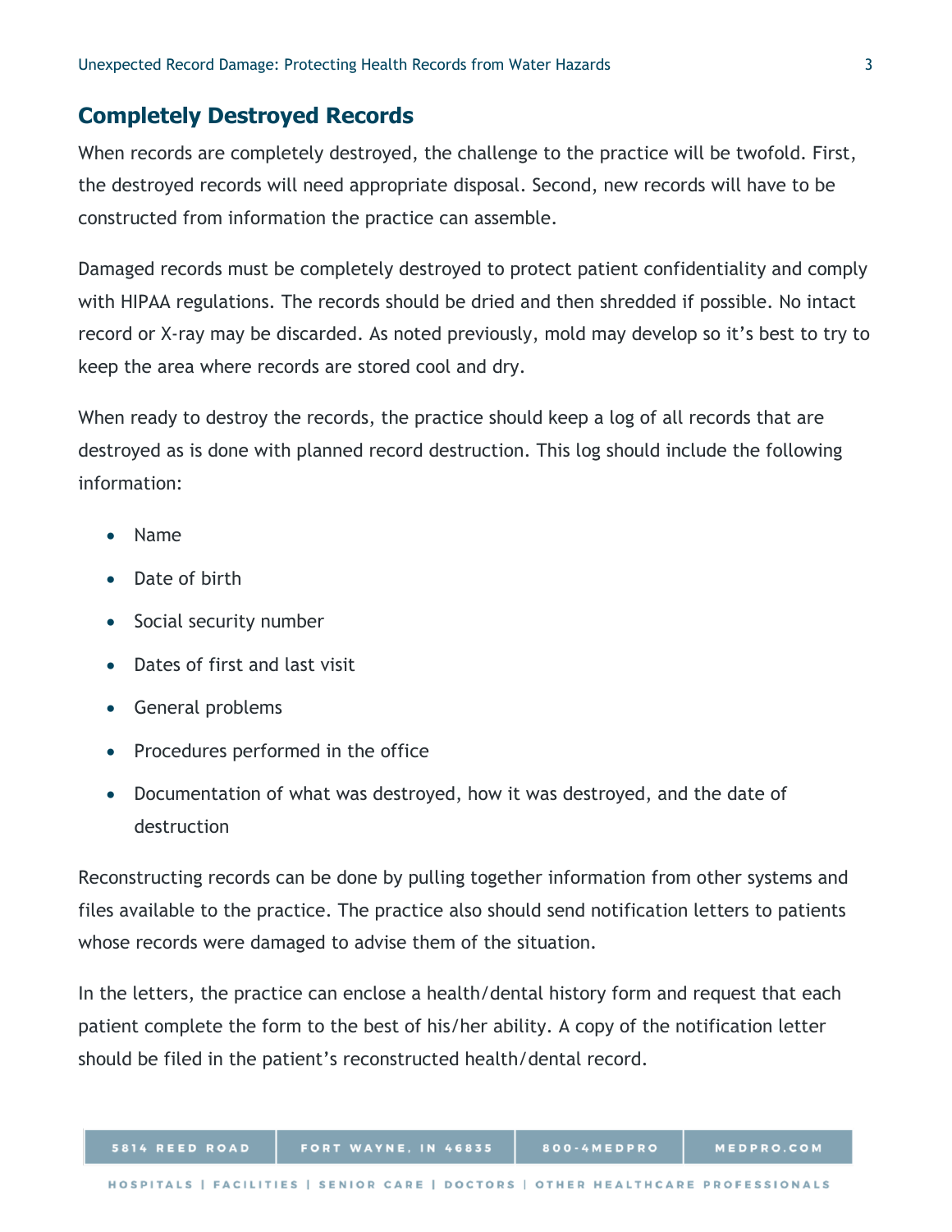## Completely Destroyed Records

When records are completely destroyed, the challenge to the practice will be twofold. First, the destroyed records will need appropriate disposal. Second, new records will have to be constructed from information the practice can assemble.

Damaged records must be completely destroyed to protect patient confidentiality and comply with HIPAA regulations. The records should be dried and then shredded if possible. No intact record or X-ray may be discarded. As noted previously, mold may develop so it's best to try to keep the area where records are stored cool and dry.

When ready to destroy the records, the practice should keep a log of all records that are destroyed as is done with planned record destruction. This log should include the following information:

- Name
- Date of birth
- Social security number
- Dates of first and last visit
- General problems
- Procedures performed in the office
- Documentation of what was destroyed, how it was destroyed, and the date of destruction

Reconstructing records can be done by pulling together information from other systems and files available to the practice. The practice also should send notification letters to patients whose records were damaged to advise them of the situation.

In the letters, the practice can enclose a health/dental history form and request that each patient complete the form to the best of his/her ability. A copy of the notification letter should be filed in the patient's reconstructed health/dental record.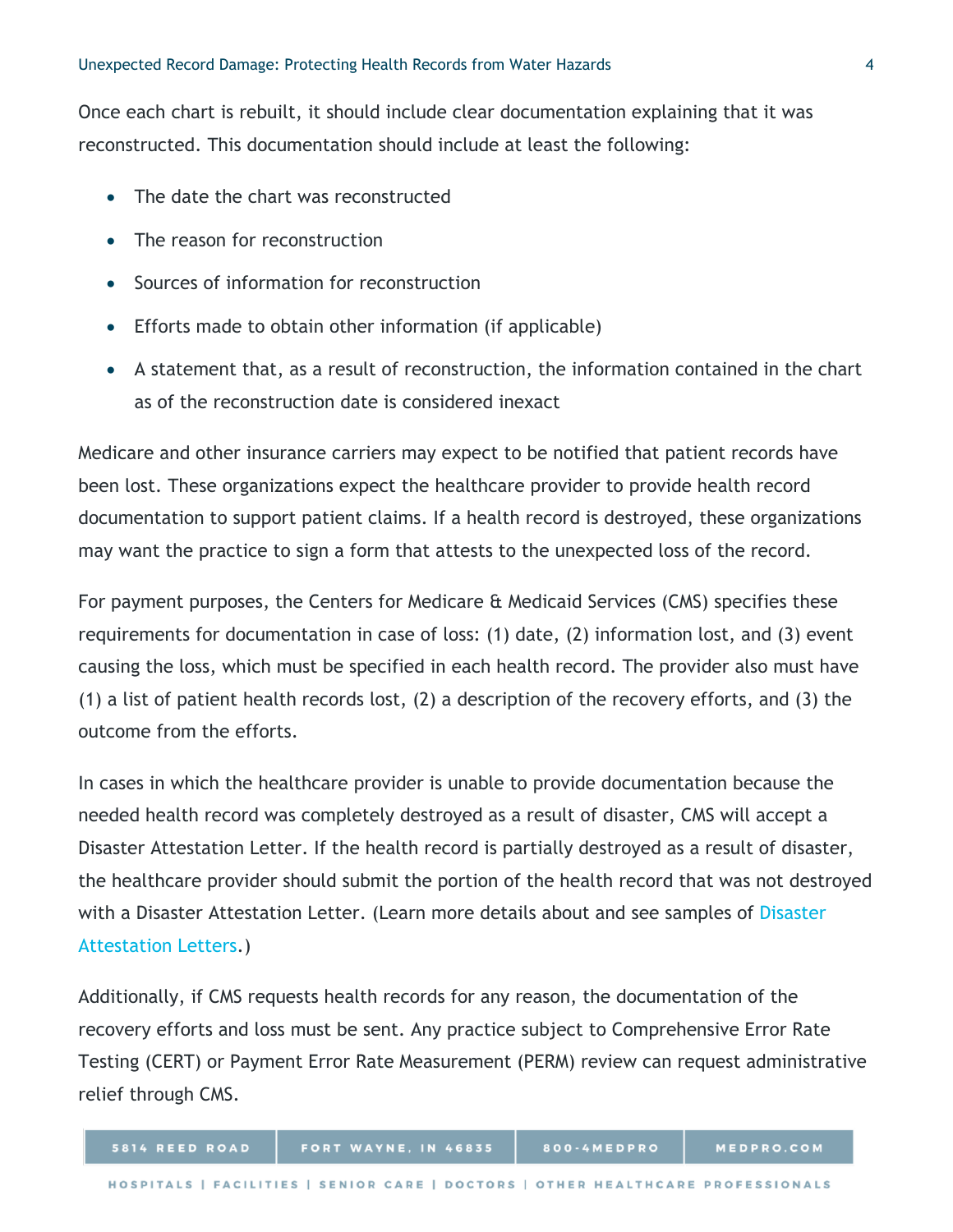Once each chart is rebuilt, it should include clear documentation explaining that it was reconstructed. This documentation should include at least the following:

- The date the chart was reconstructed
- The reason for reconstruction
- Sources of information for reconstruction
- Efforts made to obtain other information (if applicable)
- A statement that, as a result of reconstruction, the information contained in the chart as of the reconstruction date is considered inexact

Medicare and other insurance carriers may expect to be notified that patient records have been lost. These organizations expect the healthcare provider to provide health record documentation to support patient claims. If a health record is destroyed, these organizations may want the practice to sign a form that attests to the unexpected loss of the record.

For payment purposes, the Centers for Medicare & Medicaid Services (CMS) specifies these requirements for documentation in case of loss: (1) date, (2) information lost, and (3) event causing the loss, which must be specified in each health record. The provider also must have (1) a list of patient health records lost, (2) a description of the recovery efforts, and (3) the outcome from the efforts.

In cases in which the healthcare provider is unable to provide documentation because the needed health record was completely destroyed as a result of disaster, CMS will accept a Disaster Attestation Letter. If the health record is partially destroyed as a result of disaster, the healthcare provider should submit the portion of the health record that was not destroyed with a Disaster Attestation Letter. (Learn more details about and see samples of Disaster Attestation Letters.)

Additionally, if CMS requests health records for any reason, the documentation of the recovery efforts and loss must be sent. Any practice subject to Comprehensive Error Rate Testing (CERT) or Payment Error Rate Measurement (PERM) review can request administrative relief through CMS.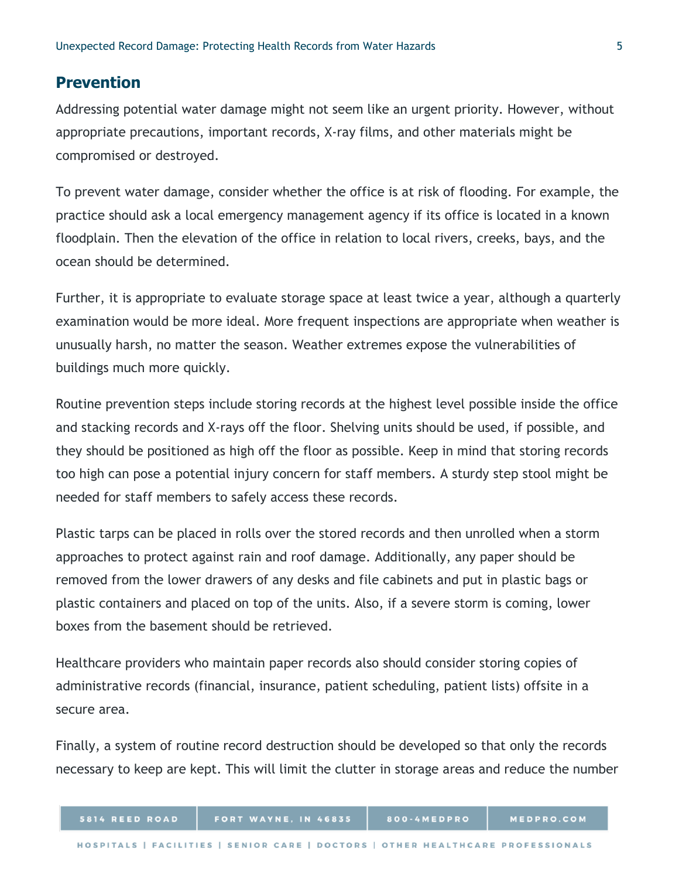## Prevention

Addressing potential water damage might not seem like an urgent priority. However, without appropriate precautions, important records, X-ray films, and other materials might be compromised or destroyed.

To prevent water damage, consider whether the office is at risk of flooding. For example, the practice should ask a local emergency management agency if its office is located in a known floodplain. Then the elevation of the office in relation to local rivers, creeks, bays, and the ocean should be determined.

Further, it is appropriate to evaluate storage space at least twice a year, although a quarterly examination would be more ideal. More frequent inspections are appropriate when weather is unusually harsh, no matter the season. Weather extremes expose the vulnerabilities of buildings much more quickly.

Routine prevention steps include storing records at the highest level possible inside the office and stacking records and X-rays off the floor. Shelving units should be used, if possible, and they should be positioned as high off the floor as possible. Keep in mind that storing records too high can pose a potential injury concern for staff members. A sturdy step stool might be needed for staff members to safely access these records.

Plastic tarps can be placed in rolls over the stored records and then unrolled when a storm approaches to protect against rain and roof damage. Additionally, any paper should be removed from the lower drawers of any desks and file cabinets and put in plastic bags or plastic containers and placed on top of the units. Also, if a severe storm is coming, lower boxes from the basement should be retrieved.

Healthcare providers who maintain paper records also should consider storing copies of administrative records (financial, insurance, patient scheduling, patient lists) offsite in a secure area.

Finally, a system of routine record destruction should be developed so that only the records necessary to keep are kept. This will limit the clutter in storage areas and reduce the number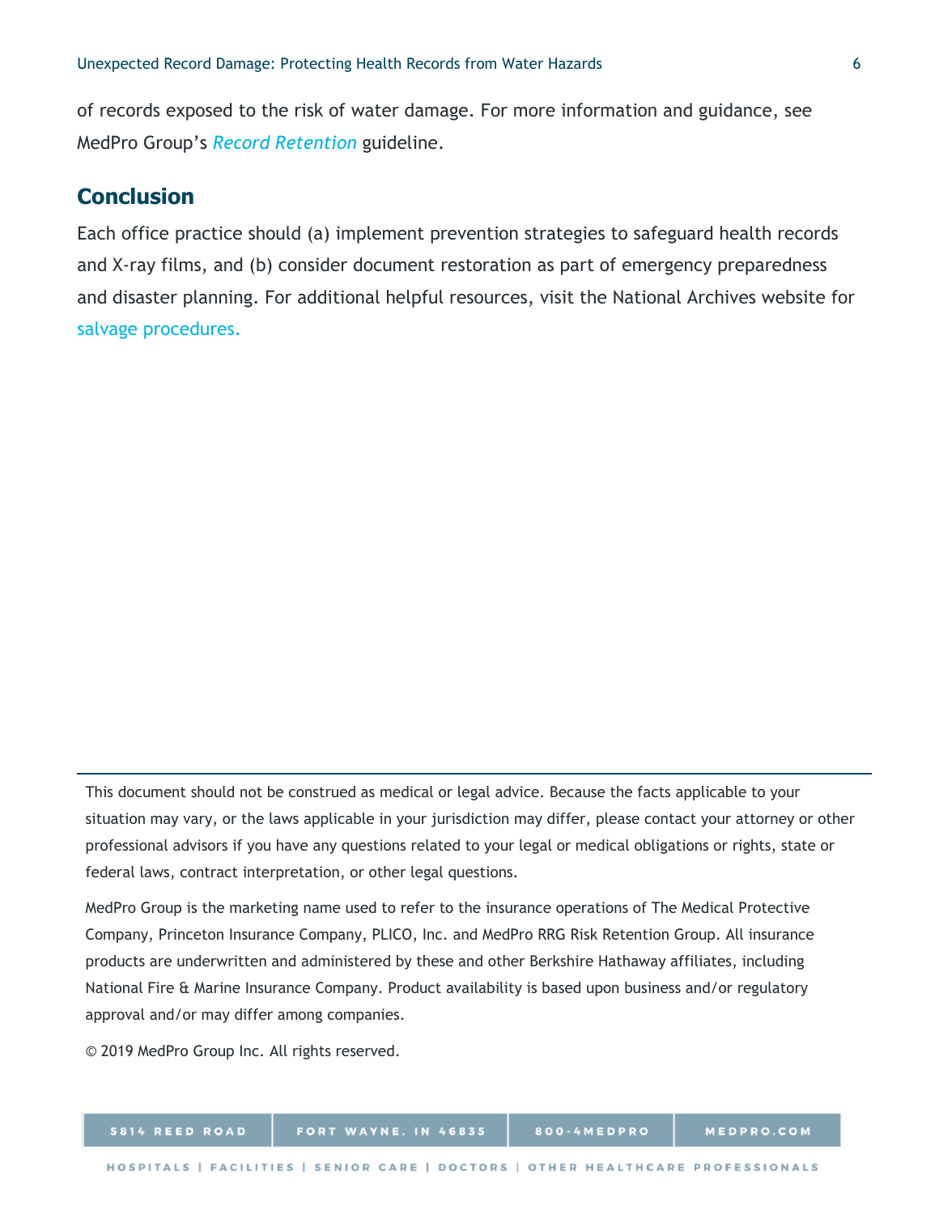of records exposed to the risk of water damage. For more information and guidance, see MedPro Group's *Record Retention* guideline.

## Conclusion

Each office practice should (a) implement prevention strategies to safeguard health records and X-ray films, and (b) consider document restoration as part of emergency preparedness and disaster planning. For additional helpful resources, visit the National Archives website for salvage procedures.

---

This document should not be construed as medical or legal advice. Because the facts applicable to your situation may vary, or the laws applicable in your jurisdiction may differ, please contact your attorney or other professional advisors if you have any questions related to your legal or medical obligations or rights, state or federal laws, contract interpretation, or other legal questions.

MedPro Group is the marketing name used to refer to the insurance operations of The Medical Protective Company, Princeton Insurance Company, PLICO, Inc. and MedPro RRG Risk Retention Group. All insurance products are underwritten and administered by these and other Berkshire Hathaway affiliates, including National Fire & Marine Insurance Company. Product availability is based upon business and/or regulatory approval and/or may differ among companies.

© 2019 MedPro Group Inc. All rights reserved.

5814 REED ROAD | FORT WAYNE, IN 46835 | 800-4MEDPRO | MEDPRO.COM

HOSPITALS | FACILITIES | SENIOR CARE | DOCTORS | OTHER HEALTHCARE PROFESSIONALS